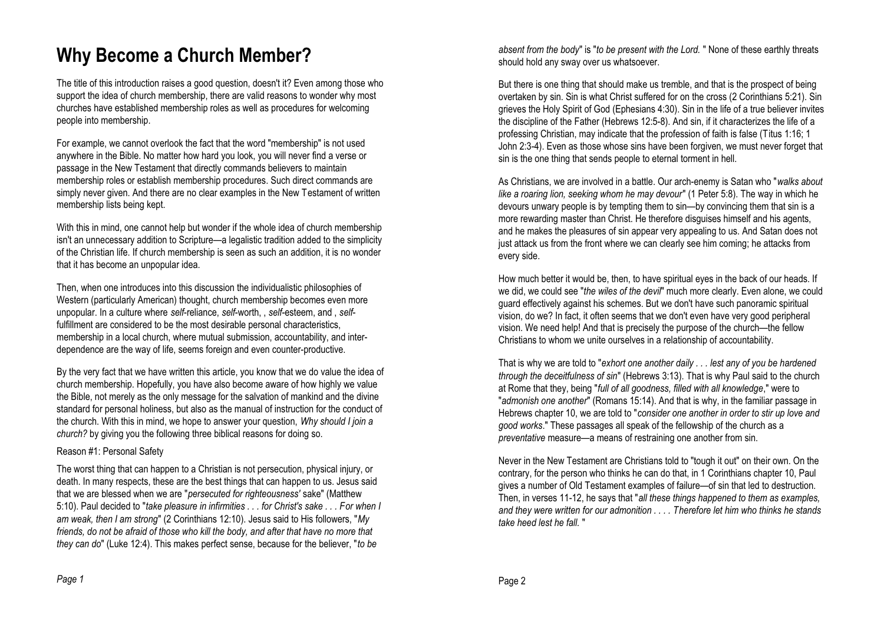# Why Become a Church Member?

The title of this introduction raises a good question, doesn't it? Even among those who support the idea of church membership, there are valid reasons to wonder why most churches have established membership roles as well as procedures for welcoming people into membership.

For example, we cannot overlook the fact that the word "membership" is not used anywhere in the Bible. No matter how hard you look, you will never find a verse or passage in the New Testament that directly commands believers to maintain membership roles or establish membership procedures. Such direct commands are simply never given. And there are no clear examples in the New Testament of written membership lists being kept.

With this in mind, one cannot help but wonder if the whole idea of church membership isn't an unnecessary addition to Scripture—a legalistic tradition added to the simplicity of the Christian life. If church membership is seen as such an addition, it is no wonder that it has become an unpopular idea.

Then, when one introduces into this discussion the individualistic philosophies of Western (particularly American) thought, church membership becomes even more unpopular. In a culture where *self*-reliance, *self*-worth, , *self*-esteem, and , *self*-fulfillment are considered to be the most desirable personal characteristics, membership in a local church, where mutual submission, accountability, and inter-dependence are the way of life, seems foreign and even counter-productive.

By the very fact that we have written this article, you know that we do value the idea of church membership. Hopefully, you have also become aware of how highly we value the Bible, not merely as the only message for the salvation of mankind and the divine standard for personal holiness, but also as the manual of instruction for the conduct of the church. With this in mind, we hope to answer your question, *Why should I join a church?* by giving you the following three biblical reasons for doing so.

Reason #1: Personal Safety

The worst thing that can happen to a Christian is not persecution, physical injury, or death. In many respects, these are the best things that can happen to us. Jesus said that we are blessed when we are "*persecuted for righteousness'* sake" (Matthew 5:10). Paul decided to "*take pleasure in infirmities . . . for Christ's sake . . . For when I am weak, then I am strong*" (2 Corinthians 12:10). Jesus said to His followers, "*My friends, do not be afraid of those who kill the body, and after that have no more that they can do*" (Luke 12:4). This makes perfect sense, because for the believer, "*to be absent from the body*" is "*to be present with the Lord.* " None of these earthly threats should hold any sway over us whatsoever.

But there is one thing that should make us tremble, and that is the prospect of being overtaken by sin. Sin is what Christ suffered for on the cross (2 Corinthians 5:21). Sin grieves the Holy Spirit of God (Ephesians 4:30). Sin in the life of a true believer invites the discipline of the Father (Hebrews 12:5-8). And sin, if it characterizes the life of a professing Christian, may indicate that the profession of faith is false (Titus 1:16; 1 John 2:3-4). Even as those whose sins have been forgiven, we must never forget that sin is the one thing that sends people to eternal torment in hell.

As Christians, we are involved in a battle. Our arch-enemy is Satan who "*walks about like a roaring lion, seeking whom he may devour*" (1 Peter 5:8). The way in which he devours unwary people is by tempting them to sin—by convincing them that sin is a more rewarding master than Christ. He therefore disguises himself and his agents, and he makes the pleasures of sin appear very appealing to us. And Satan does not just attack us from the front where we can clearly see him coming; he attacks from every side.

How much better it would be, then, to have spiritual eyes in the back of our heads. If we did, we could see "*the wiles of the devil*" much more clearly. Even alone, we could guard effectively against his schemes. But we don't have such panoramic spiritual vision, do we? In fact, it often seems that we don't even have very good peripheral vision. We need help! And that is precisely the purpose of the church—the fellow Christians to whom we unite ourselves in a relationship of accountability.

That is why we are told to "*exhort one another daily . . . lest any of you be hardened through the deceitfulness of sin*" (Hebrews 3:13). That is why Paul said to the church at Rome that they, being "*full of all goodness, filled with all knowledge*," were to "*admonish one another*" (Romans 15:14). And that is why, in the familiar passage in Hebrews chapter 10, we are told to "*consider one another in order to stir up love and good works*." These passages all speak of the fellowship of the church as a *preventative* measure—a means of restraining one another from sin.

Never in the New Testament are Christians told to "tough it out" on their own. On the contrary, for the person who thinks he can do that, in 1 Corinthians chapter 10, Paul gives a number of Old Testament examples of failure—of sin that led to destruction. Then, in verses 11-12, he says that "*all these things happened to them as examples, and they were written for our admonition . . . . Therefore let him who thinks he stands take heed lest he fall.* "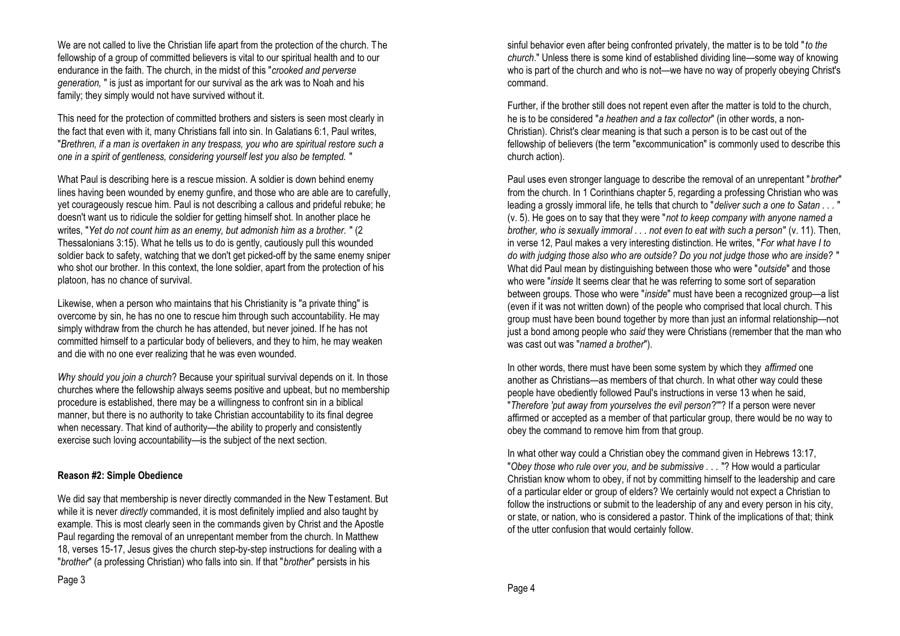We are not called to live the Christian life apart from the protection of the church. The fellowship of a group of committed believers is vital to our spiritual health and to our endurance in the faith. The church, in the midst of this "*crooked and perverse generation,* " is just as important for our survival as the ark was to Noah and his family; they simply would not have survived without it.

This need for the protection of committed brothers and sisters is seen most clearly in the fact that even with it, many Christians fall into sin. In Galatians 6:1, Paul writes, "*Brethren, if a man is overtaken in any trespass, you who are spiritual restore such a one in a spirit of gentleness, considering yourself lest you also be tempted.* "

What Paul is describing here is a rescue mission. A soldier is down behind enemy lines having been wounded by enemy gunfire, and those who are able are to carefully, yet courageously rescue him. Paul is not describing a callous and prideful rebuke; he doesn't want us to ridicule the soldier for getting himself shot. In another place he writes, "*Yet do not count him as an enemy, but admonish him as a brother.* " (2 Thessalonians 3:15). What he tells us to do is gently, cautiously pull this wounded soldier back to safety, watching that we don't get picked-off by the same enemy sniper who shot our brother. In this context, the lone soldier, apart from the protection of his platoon, has no chance of survival.

Likewise, when a person who maintains that his Christianity is "a private thing" is overcome by sin, he has no one to rescue him through such accountability. He may simply withdraw from the church he has attended, but never joined. If he has not committed himself to a particular body of believers, and they to him, he may weaken and die with no one ever realizing that he was even wounded.

*Why should you join a church*? Because your spiritual survival depends on it. In those churches where the fellowship always seems positive and upbeat, but no membership procedure is established, there may be a willingness to confront sin in a biblical manner, but there is no authority to take Christian accountability to its final degree when necessary. That kind of authority—the ability to properly and consistently exercise such loving accountability—is the subject of the next section.

**Reason #2: Simple Obedience**

We did say that membership is never directly commanded in the New Testament. But while it is never *directly* commanded, it is most definitely implied and also taught by example. This is most clearly seen in the commands given by Christ and the Apostle Paul regarding the removal of an unrepentant member from the church. In Matthew 18, verses 15-17, Jesus gives the church step-by-step instructions for dealing with a "*brother*" (a professing Christian) who falls into sin. If that "*brother*" persists in his sinful behavior even after being confronted privately, the matter is to be told "*to the church*." Unless there is some kind of established dividing line—some way of knowing who is part of the church and who is not—we have no way of properly obeying Christ's command.

Further, if the brother still does not repent even after the matter is told to the church, he is to be considered "*a heathen and a tax collector*" (in other words, a non-Christian). Christ's clear meaning is that such a person is to be cast out of the fellowship of believers (the term "excommunication" is commonly used to describe this church action).

Paul uses even stronger language to describe the removal of an unrepentant "*brother*" from the church. In 1 Corinthians chapter 5, regarding a professing Christian who was leading a grossly immoral life, he tells that church to "*deliver such a one to Satan . . .* " (v. 5). He goes on to say that they were "*not to keep company with anyone named a brother, who is sexually immoral . . . not even to eat with such a person*" (v. 11). Then, in verse 12, Paul makes a very interesting distinction. He writes, "*For what have I to do with judging those also who are outside? Do you not judge those who are inside?* " What did Paul mean by distinguishing between those who were "*outside*" and those who were "*inside* It seems clear that he was referring to some sort of separation between groups. Those who were "*inside*" must have been a recognized group—a list (even if it was not written down) of the people who comprised that local church. This group must have been bound together by more than just an informal relationship—not just a bond among people who *said* they were Christians (remember that the man who was cast out was "*named a brother*").

In other words, there must have been some system by which they *affirmed* one another as Christians—as members of that church. In what other way could these people have obediently followed Paul's instructions in verse 13 when he said, "*Therefore 'put away from yourselves the evil person*'?'"? If a person were never affirmed or accepted as a member of that particular group, there would be no way to obey the command to remove him from that group.

In what other way could a Christian obey the command given in Hebrews 13:17, "*Obey those who rule over you, and be submissive . . .* "? How would a particular Christian know whom to obey, if not by committing himself to the leadership and care of a particular elder or group of elders? We certainly would not expect a Christian to follow the instructions or submit to the leadership of any and every person in his city, or state, or nation, who is considered a pastor. Think of the implications of that; think of the utter confusion that would certainly follow.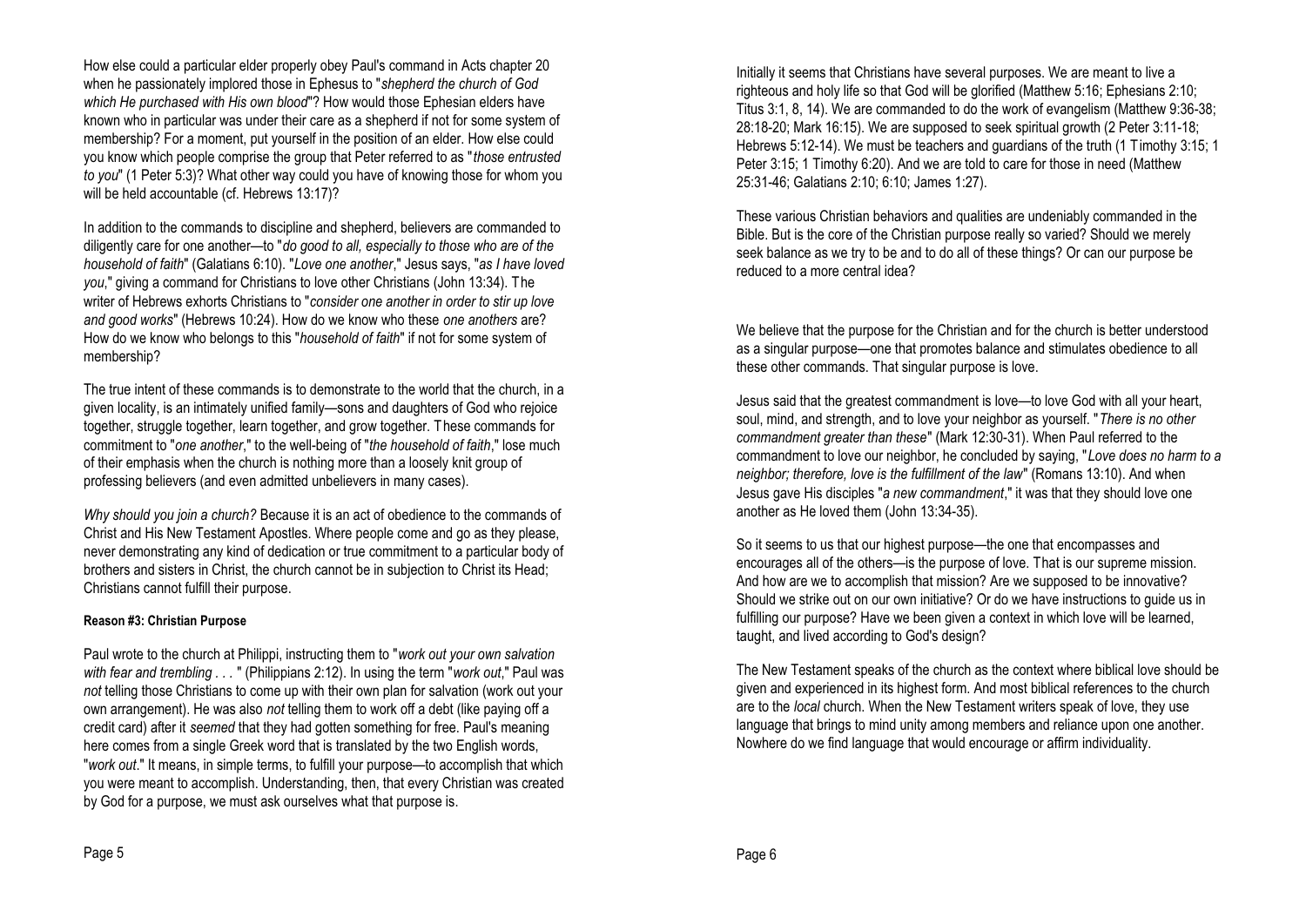How else could a particular elder properly obey Paul's command in Acts chapter 20 when he passionately implored those in Ephesus to "*shepherd the church of God which He purchased with His own blood*"? How would those Ephesian elders have known who in particular was under their care as a shepherd if not for some system of membership? For a moment, put yourself in the position of an elder. How else could you know which people comprise the group that Peter referred to as "*those entrusted to you*" (1 Peter 5:3)? What other way could you have of knowing those for whom you will be held accountable (cf. Hebrews 13:17)?

In addition to the commands to discipline and shepherd, believers are commanded to diligently care for one another—to "*do good to all, especially to those who are of the household of faith*" (Galatians 6:10). "*Love one another*," Jesus says, "*as I have loved you*," giving a command for Christians to love other Christians (John 13:34). The writer of Hebrews exhorts Christians to "*consider one another in order to stir up love and good works*" (Hebrews 10:24). How do we know who these *one anothers* are? How do we know who belongs to this "*household of faith*" if not for some system of membership?

The true intent of these commands is to demonstrate to the world that the church, in a given locality, is an intimately unified family—sons and daughters of God who rejoice together, struggle together, learn together, and grow together. These commands for commitment to "*one another*," to the well-being of "*the household of faith*," lose much of their emphasis when the church is nothing more than a loosely knit group of professing believers (and even admitted unbelievers in many cases).

*Why should you join a church?* Because it is an act of obedience to the commands of Christ and His New Testament Apostles. Where people come and go as they please, never demonstrating any kind of dedication or true commitment to a particular body of brothers and sisters in Christ, the church cannot be in subjection to Christ its Head; Christians cannot fulfill their purpose.

#### Reason #3: Christian Purpose

Paul wrote to the church at Philippi, instructing them to "*work out your own salvation with fear and trembling . . .* " (Philippians 2:12). In using the term "*work out*," Paul was *not* telling those Christians to come up with their own plan for salvation (work out your own arrangement). He was also *not* telling them to work off a debt (like paying off a credit card) after it *seemed* that they had gotten something for free. Paul's meaning here comes from a single Greek word that is translated by the two English words, "*work out*." It means, in simple terms, to fulfill your purpose—to accomplish that which you were meant to accomplish. Understanding, then, that every Christian was created by God for a purpose, we must ask ourselves what that purpose is.

Initially it seems that Christians have several purposes. We are meant to live a righteous and holy life so that God will be glorified (Matthew 5:16; Ephesians 2:10; Titus 3:1, 8, 14). We are commanded to do the work of evangelism (Matthew 9:36-38; 28:18-20; Mark 16:15). We are supposed to seek spiritual growth (2 Peter 3:11-18; Hebrews 5:12-14). We must be teachers and guardians of the truth (1 Timothy 3:15; 1 Peter 3:15; 1 Timothy 6:20). And we are told to care for those in need (Matthew 25:31-46; Galatians 2:10; 6:10; James 1:27).

These various Christian behaviors and qualities are undeniably commanded in the Bible. But is the core of the Christian purpose really so varied? Should we merely seek balance as we try to be and to do all of these things? Or can our purpose be reduced to a more central idea?

We believe that the purpose for the Christian and for the church is better understood as a singular purpose—one that promotes balance and stimulates obedience to all these other commands. That singular purpose is love.

Jesus said that the greatest commandment is love—to love God with all your heart, soul, mind, and strength, and to love your neighbor as yourself. "*There is no other commandment greater than these*" (Mark 12:30-31). When Paul referred to the commandment to love our neighbor, he concluded by saying, "*Love does no harm to a neighbor; therefore, love is the fulfillment of the law*" (Romans 13:10). And when Jesus gave His disciples "*a new commandment*," it was that they should love one another as He loved them (John 13:34-35).

So it seems to us that our highest purpose—the one that encompasses and encourages all of the others—is the purpose of love. That is our supreme mission. And how are we to accomplish that mission? Are we supposed to be innovative? Should we strike out on our own initiative? Or do we have instructions to guide us in fulfilling our purpose? Have we been given a context in which love will be learned, taught, and lived according to God's design?

The New Testament speaks of the church as the context where biblical love should be given and experienced in its highest form. And most biblical references to the church are to the *local* church. When the New Testament writers speak of love, they use language that brings to mind unity among members and reliance upon one another. Nowhere do we find language that would encourage or affirm individuality.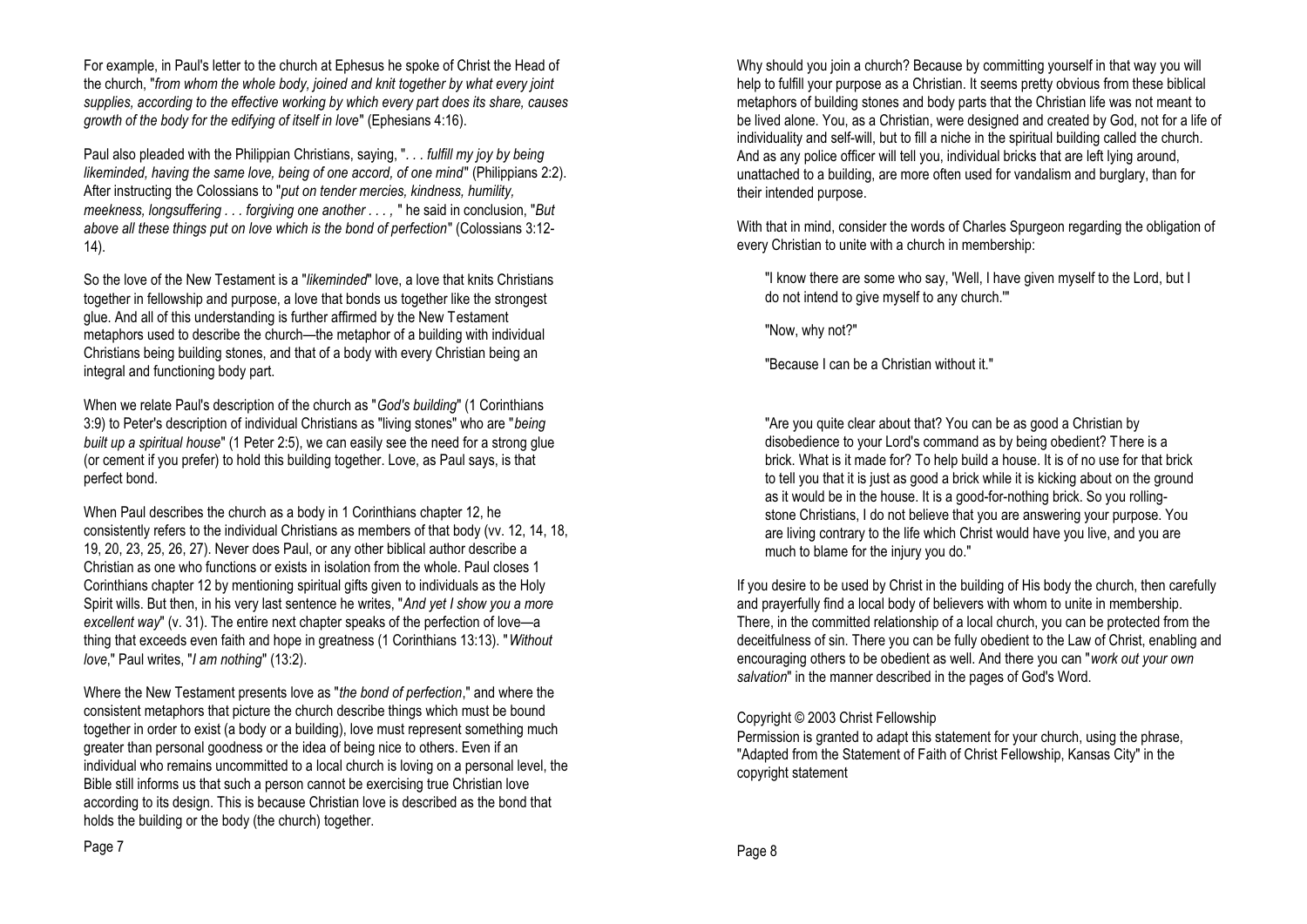For example, in Paul's letter to the church at Ephesus he spoke of Christ the Head of the church, "*from whom the whole body, joined and knit together by what every joint supplies, according to the effective working by which every part does its share, causes growth of the body for the edifying of itself in love*" (Ephesians 4:16).

Paul also pleaded with the Philippian Christians, saying, "*. . . fulfill my joy by being likeminded, having the same love, being of one accord, of one mind*" (Philippians 2:2). After instructing the Colossians to "*put on tender mercies, kindness, humility, meekness, longsuffering . . . forgiving one another . . . ,* " he said in conclusion, "*But above all these things put on love which is the bond of perfection*" (Colossians 3:12-14).

So the love of the New Testament is a "*likeminded*" love, a love that knits Christians together in fellowship and purpose, a love that bonds us together like the strongest glue. And all of this understanding is further affirmed by the New Testament metaphors used to describe the church—the metaphor of a building with individual Christians being building stones, and that of a body with every Christian being an integral and functioning body part.

When we relate Paul's description of the church as "*God's building*" (1 Corinthians 3:9) to Peter's description of individual Christians as "living stones" who are "*being built up a spiritual house*" (1 Peter 2:5), we can easily see the need for a strong glue (or cement if you prefer) to hold this building together. Love, as Paul says, is that perfect bond.

When Paul describes the church as a body in 1 Corinthians chapter 12, he consistently refers to the individual Christians as members of that body (vv. 12, 14, 18, 19, 20, 23, 25, 26, 27). Never does Paul, or any other biblical author describe a Christian as one who functions or exists in isolation from the whole. Paul closes 1 Corinthians chapter 12 by mentioning spiritual gifts given to individuals as the Holy Spirit wills. But then, in his very last sentence he writes, "*And yet I show you a more excellent way*" (v. 31). The entire next chapter speaks of the perfection of love—a thing that exceeds even faith and hope in greatness (1 Corinthians 13:13). "*Without love*," Paul writes, "*I am nothing*" (13:2).

Where the New Testament presents love as "*the bond of perfection*," and where the consistent metaphors that picture the church describe things which must be bound together in order to exist (a body or a building), love must represent something much greater than personal goodness or the idea of being nice to others. Even if an individual who remains uncommitted to a local church is loving on a personal level, the Bible still informs us that such a person cannot be exercising true Christian love according to its design. This is because Christian love is described as the bond that holds the building or the body (the church) together.

Why should you join a church? Because by committing yourself in that way you will help to fulfill your purpose as a Christian. It seems pretty obvious from these biblical metaphors of building stones and body parts that the Christian life was not meant to be lived alone. You, as a Christian, were designed and created by God, not for a life of individuality and self-will, but to fill a niche in the spiritual building called the church. And as any police officer will tell you, individual bricks that are left lying around, unattached to a building, are more often used for vandalism and burglary, than for their intended purpose.

With that in mind, consider the words of Charles Spurgeon regarding the obligation of every Christian to unite with a church in membership:

> "I know there are some who say, 'Well, I have given myself to the Lord, but I do not intend to give myself to any church.'"
>
> "Now, why not?"
>
> "Because I can be a Christian without it."
>
> "Are you quite clear about that? You can be as good a Christian by disobedience to your Lord's command as by being obedient? There is a brick. What is it made for? To help build a house. It is of no use for that brick to tell you that it is just as good a brick while it is kicking about on the ground as it would be in the house. It is a good-for-nothing brick. So you rolling-stone Christians, I do not believe that you are answering your purpose. You are living contrary to the life which Christ would have you live, and you are much to blame for the injury you do."

If you desire to be used by Christ in the building of His body the church, then carefully and prayerfully find a local body of believers with whom to unite in membership. There, in the committed relationship of a local church, you can be protected from the deceitfulness of sin. There you can be fully obedient to the Law of Christ, enabling and encouraging others to be obedient as well. And there you can "*work out your own salvation*" in the manner described in the pages of God's Word.

Copyright © 2003 Christ Fellowship
Permission is granted to adapt this statement for your church, using the phrase, "Adapted from the Statement of Faith of Christ Fellowship, Kansas City" in the copyright statement